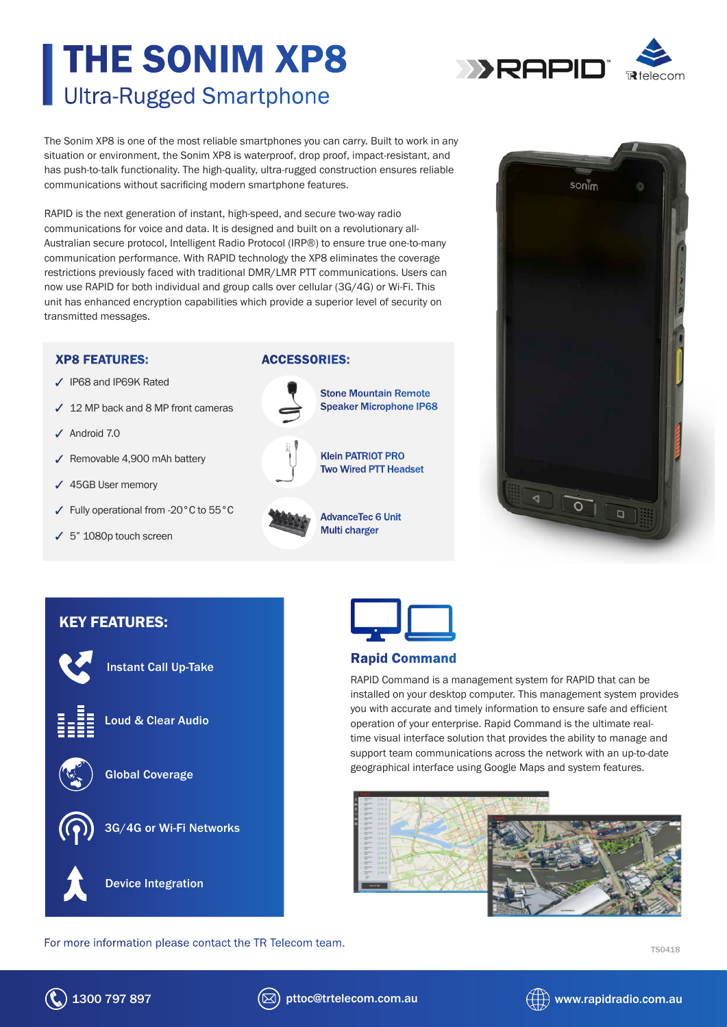# THE SONIM XP8

## Ultra-Rugged Smartphone

The Sonim XP8 is one of the most reliable smartphones you can carry. Built to work in any situation or environment, the Sonim XP8 is waterproof, drop proof, impact-resistant, and has push-to-talk functionality. The high-quality, ultra-rugged construction ensures reliable communications without sacrificing modern smartphone features.

RAPID is the next generation of instant, high-speed, and secure two-way radio communications for voice and data. It is designed and built on a revolutionary all-Australian secure protocol, Intelligent Radio Protocol (IRP®) to ensure true one-to-many communication performance. With RAPID technology the XP8 eliminates the coverage restrictions previously faced with traditional DMR/LMR PTT communications. Users can now use RAPID for both individual and group calls over cellular (3G/4G) or Wi-Fi. This unit has enhanced encryption capabilities which provide a superior level of security on transmitted messages.

### XP8 FEATURES:

- ✓ IP68 and IP69K Rated
- ✓ 12 MP back and 8 MP front cameras
- ✓ Android 7.0
- ✓ Removable 4,900 mAh battery
- ✓ 45GB User memory
- ✓ Fully operational from -20°C to 55°C
- ✓ 5" 1080p touch screen

### ACCESSORIES:

- Stone Mountain Remote Speaker Microphone IP68
- Klein PATRIOT PRO Two Wired PTT Headset
- AdvanceTec 6 Unit Multi charger

### KEY FEATURES:

- Instant Call Up-Take
- Loud & Clear Audio
- Global Coverage
- 3G/4G or Wi-Fi Networks
- Device Integration

### Rapid Command

RAPID Command is a management system for RAPID that can be installed on your desktop computer. This management system provides you with accurate and timely information to ensure safe and efficient operation of your enterprise. Rapid Command is the ultimate real-time visual interface solution that provides the ability to manage and support team communications across the network with an up-to-date geographical interface using Google Maps and system features.

For more information please contact the TR Telecom team.

TS0418

1300 797 897 | pttoc@trtelecom.com.au | www.rapidradio.com.au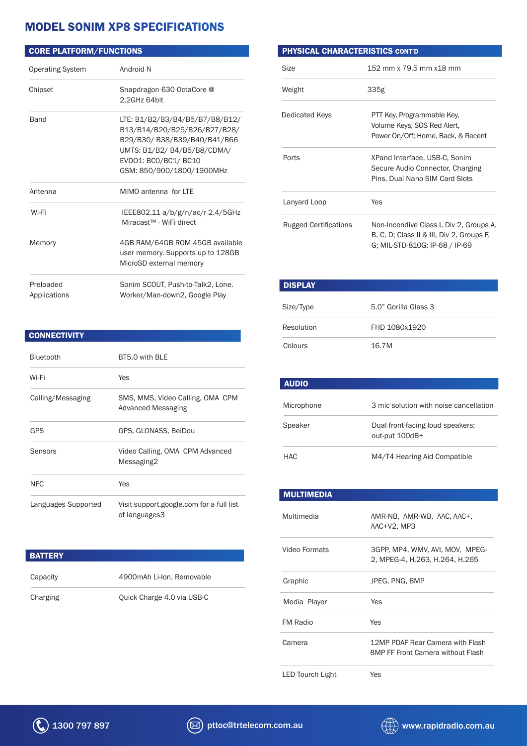# MODEL SONIM XP8 SPECIFICATIONS

## CORE PLATFORM/FUNCTIONS

| | |
|---|---|
| Operating System | Android N |
| Chipset | Snapdragon 630 OctaCore @ 2.2GHz 64bit |
| Band | LTE: B1/B2/B3/B4/B5/B7/B8/B12/ B13/B14/B20/B25/B26/B27/B28/ B29/B30/ B38/B39/B40/B41/B66 UMTS: B1/B2/ B4/B5/B8/CDMA/ EVDO1: BC0/BC1/ BC10 GSM: 850/900/1800/1900MHz |
| Antenna | MIMO antenna for LTE |
| Wi-Fi | IEEE802.11 a/b/g/n/ac/r 2.4/5GHz Miracast™ - WiFi direct |
| Memory | 4GB RAM/64GB ROM 45GB available user memory. Supports up to 128GB MicroSD external memory |
| Preloaded Applications | Sonim SCOUT, Push-to-Talk2, Lone. Worker/Man-down2, Google Play |

## CONNECTIVITY

| | |
|---|---|
| Bluetooth | BT5.0 with BLE |
| Wi-Fi | Yes |
| Calling/Messaging | SMS, MMS, Video Calling, OMA CPM Advanced Messaging |
| GPS | GPS, GLONASS, BeiDou |
| Sensors | Video Calling, OMA CPM Advanced Messaging2 |
| NFC | Yes |
| Languages Supported | Visit support.google.com for a full list of languages3 |

## BATTERY

| | |
|---|---|
| Capacity | 4900mAh Li-Ion, Removable |
| Charging | Quick Charge 4.0 via USB-C |

## PHYSICAL CHARACTERISTICS CONT'D

| | |
|---|---|
| Size | 152 mm x 79.5 mm x18 mm |
| Weight | 335g |
| Dedicated Keys | PTT Key, Programmable Key, Volume Keys, SOS Red Alert, Power On/Off; Home, Back, & Recent |
| Ports | XPand Interface, USB-C, Sonim Secure Audio Connector, Charging Pins, Dual Nano SIM Card Slots |
| Lanyard Loop | Yes |
| Rugged Certifications | Non-Incendive Class I, Div 2, Groups A, B, C, D; Class II & III, Div 2, Groups F, G; MIL-STD-810G; IP-68 / IP-69 |

## DISPLAY

| | |
|---|---|
| Size/Type | 5.0" Gorilla Glass 3 |
| Resolution | FHD 1080x1920 |
| Colours | 16.7M |

## AUDIO

| | |
|---|---|
| Microphone | 3 mic solution with noise cancellation |
| Speaker | Dual front-facing loud speakers; out-put 100dB+ |
| HAC | M4/T4 Hearing Aid Compatible |

## MULTIMEDIA

| | |
|---|---|
| Multimedia | AMR-NB, AMR-WB, AAC, AAC+, AAC+V2, MP3 |
| Video Formats | 3GPP, MP4, WMV, AVI, MOV, MPEG-2, MPEG-4, H.263, H.264, H.265 |
| Graphic | JPEG, PNG, BMP |
| Media Player | Yes |
| FM Radio | Yes |
| Camera | 12MP PDAF Rear Camera with Flash 8MP FF Front Camera without Flash |
| LED Tourch Light | Yes |

1300 797 897 pttoc@trtelecom.com.au www.rapidradio.com.au